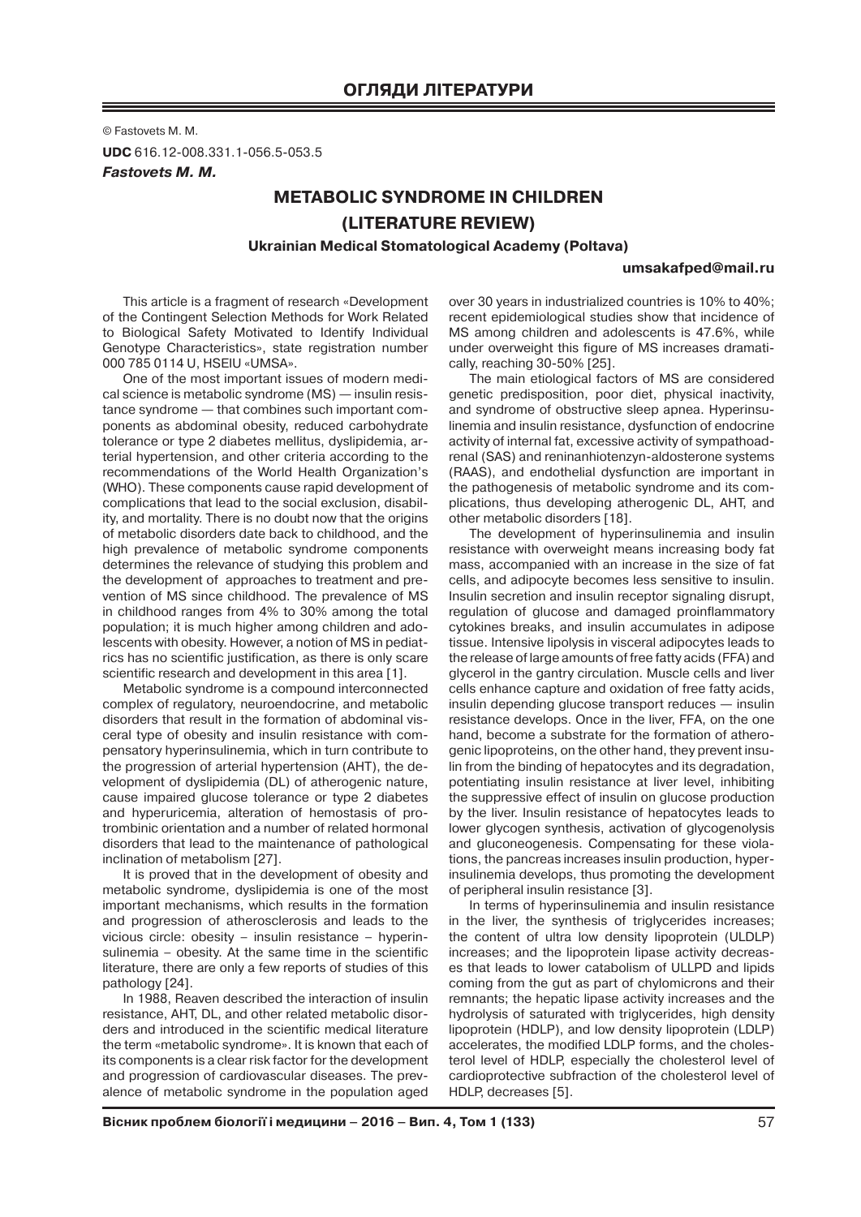# ОГЛЯДИ ЛІТЕРАТУРИ

© Fastovets M. M.

**UDC** 616.12-008.331.1-056.5-053.5

***Fastovets M. M.***

## METABOLIC SYNDROME IN CHILDREN (LITERATURE REVIEW)

**Ukrainian Medical Stomatological Academy (Poltava)**

**umsakafped@mail.ru**

This article is a fragment of research «Development of the Contingent Selection Methods for Work Related to Biological Safety Motivated to Identify Individual Genotype Characteristics», state registration number 000 785 0114 U, HSEIU «UMSA».

One of the most important issues of modern medical science is metabolic syndrome (MS) — insulin resistance syndrome — that combines such important components as abdominal obesity, reduced carbohydrate tolerance or type 2 diabetes mellitus, dyslipidemia, arterial hypertension, and other criteria according to the recommendations of the World Health Organization's (WHO). These components cause rapid development of complications that lead to the social exclusion, disability, and mortality. There is no doubt now that the origins of metabolic disorders date back to childhood, and the high prevalence of metabolic syndrome components determines the relevance of studying this problem and the development of approaches to treatment and prevention of MS since childhood. The prevalence of MS in childhood ranges from 4% to 30% among the total population; it is much higher among children and adolescents with obesity. However, a notion of MS in pediatrics has no scientific justification, as there is only scare scientific research and development in this area [1].

Metabolic syndrome is a compound interconnected complex of regulatory, neuroendocrine, and metabolic disorders that result in the formation of abdominal visceral type of obesity and insulin resistance with compensatory hyperinsulinemia, which in turn contribute to the progression of arterial hypertension (AHT), the development of dyslipidemia (DL) of atherogenic nature, cause impaired glucose tolerance or type 2 diabetes and hyperuricemia, alteration of hemostasis of protrombinic orientation and a number of related hormonal disorders that lead to the maintenance of pathological inclination of metabolism [27].

It is proved that in the development of obesity and metabolic syndrome, dyslipidemia is one of the most important mechanisms, which results in the formation and progression of atherosclerosis and leads to the vicious circle: obesity – insulin resistance – hyperinsulinemia – obesity. At the same time in the scientific literature, there are only a few reports of studies of this pathology [24].

In 1988, Reaven described the interaction of insulin resistance, AHT, DL, and other related metabolic disorders and introduced in the scientific medical literature the term «metabolic syndrome». It is known that each of its components is a clear risk factor for the development and progression of cardiovascular diseases. The prevalence of metabolic syndrome in the population aged over 30 years in industrialized countries is 10% to 40%; recent epidemiological studies show that incidence of MS among children and adolescents is 47.6%, while under overweight this figure of MS increases dramatically, reaching 30-50% [25].

The main etiological factors of MS are considered genetic predisposition, poor diet, physical inactivity, and syndrome of obstructive sleep apnea. Hyperinsulinemia and insulin resistance, dysfunction of endocrine activity of internal fat, excessive activity of sympathoadrenal (SAS) and reninanhiotenzyn-aldosterone systems (RAAS), and endothelial dysfunction are important in the pathogenesis of metabolic syndrome and its complications, thus developing atherogenic DL, AHT, and other metabolic disorders [18].

The development of hyperinsulinemia and insulin resistance with overweight means increasing body fat mass, accompanied with an increase in the size of fat cells, and adipocyte becomes less sensitive to insulin. Insulin secretion and insulin receptor signaling disrupt, regulation of glucose and damaged proinflammatory cytokines breaks, and insulin accumulates in adipose tissue. Intensive lipolysis in visceral adipocytes leads to the release of large amounts of free fatty acids (FFA) and glycerol in the gantry circulation. Muscle cells and liver cells enhance capture and oxidation of free fatty acids, insulin depending glucose transport reduces — insulin resistance develops. Once in the liver, FFA, on the one hand, become a substrate for the formation of atherogenic lipoproteins, on the other hand, they prevent insulin from the binding of hepatocytes and its degradation, potentiating insulin resistance at liver level, inhibiting the suppressive effect of insulin on glucose production by the liver. Insulin resistance of hepatocytes leads to lower glycogen synthesis, activation of glycogenolysis and gluconeogenesis. Compensating for these violations, the pancreas increases insulin production, hyperinsulinemia develops, thus promoting the development of peripheral insulin resistance [3].

In terms of hyperinsulinemia and insulin resistance in the liver, the synthesis of triglycerides increases; the content of ultra low density lipoprotein (ULDLP) increases; and the lipoprotein lipase activity decreases that leads to lower catabolism of ULLPD and lipids coming from the gut as part of chylomicrons and their remnants; the hepatic lipase activity increases and the hydrolysis of saturated with triglycerides, high density lipoprotein (HDLP), and low density lipoprotein (LDLP) accelerates, the modified LDLP forms, and the cholesterol level of HDLP, especially the cholesterol level of cardioprotective subfraction of the cholesterol level of HDLP, decreases [5].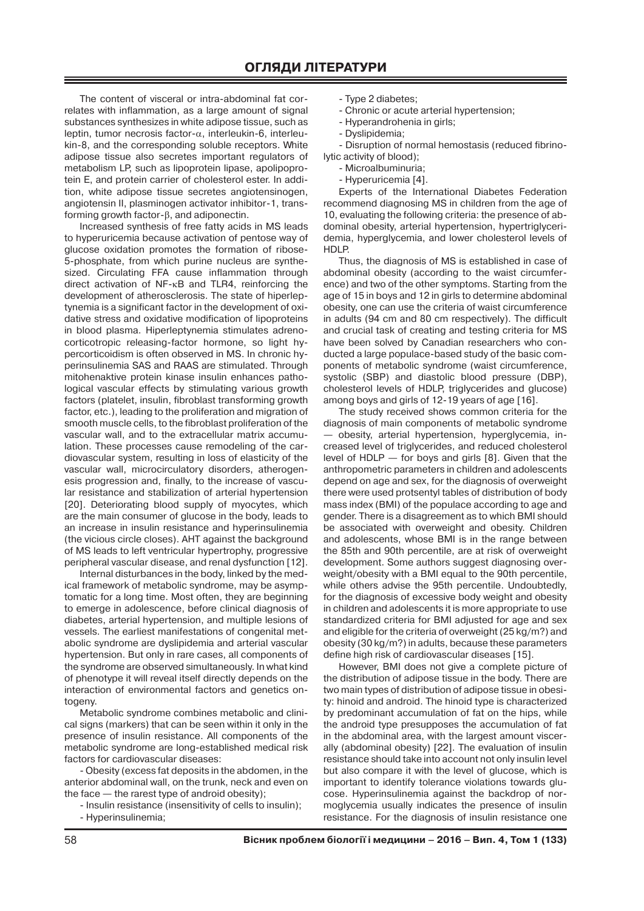## ОГЛЯДИ ЛІТЕРАТУРИ

The content of visceral or intra-abdominal fat correlates with inflammation, as a large amount of signal substances synthesizes in white adipose tissue, such as leptin, tumor necrosis factor-$\alpha$, interleukin-6, interleukin-8, and the corresponding soluble receptors. White adipose tissue also secretes important regulators of metabolism LP, such as lipoprotein lipase, apolipoprotein E, and protein carrier of cholesterol ester. In addition, white adipose tissue secretes angiotensinogen, angiotensin II, plasminogen activator inhibitor-1, transforming growth factor-$\beta$, and adiponectin.

Increased synthesis of free fatty acids in MS leads to hyperuricemia because activation of pentose way of glucose oxidation promotes the formation of ribose-5-phosphate, from which purine nucleus are synthesized. Circulating FFA cause inflammation through direct activation of NF-$\kappa$B and TLR4, reinforcing the development of atherosclerosis. The state of hiperleptynemia is a significant factor in the development of oxidative stress and oxidative modification of lipoproteins in blood plasma. Hiperleptynemia stimulates adrenocorticotropic releasing-factor hormone, so light hypercorticoidism is often observed in MS. In chronic hyperinsulinemia SAS and RAAS are stimulated. Through mitohenaktive protein kinase insulin enhances pathological vascular effects by stimulating various growth factors (platelet, insulin, fibroblast transforming growth factor, etc.), leading to the proliferation and migration of smooth muscle cells, to the fibroblast proliferation of the vascular wall, and to the extracellular matrix accumulation. These processes cause remodeling of the cardiovascular system, resulting in loss of elasticity of the vascular wall, microcirculatory disorders, atherogenesis progression and, finally, to the increase of vascular resistance and stabilization of arterial hypertension [20]. Deteriorating blood supply of myocytes, which are the main consumer of glucose in the body, leads to an increase in insulin resistance and hyperinsulinemia (the vicious circle closes). AHT against the background of MS leads to left ventricular hypertrophy, progressive peripheral vascular disease, and renal dysfunction [12].

Internal disturbances in the body, linked by the medical framework of metabolic syndrome, may be asymptomatic for a long time. Most often, they are beginning to emerge in adolescence, before clinical diagnosis of diabetes, arterial hypertension, and multiple lesions of vessels. The earliest manifestations of congenital metabolic syndrome are dyslipidemia and arterial vascular hypertension. But only in rare cases, all components of the syndrome are observed simultaneously. In what kind of phenotype it will reveal itself directly depends on the interaction of environmental factors and genetics ontogeny.

Metabolic syndrome combines metabolic and clinical signs (markers) that can be seen within it only in the presence of insulin resistance. All components of the metabolic syndrome are long-established medical risk factors for cardiovascular diseases:

- Obesity (excess fat deposits in the abdomen, in the anterior abdominal wall, on the trunk, neck and even on the face — the rarest type of android obesity);
- Insulin resistance (insensitivity of cells to insulin);
- Hyperinsulinemia;
- Type 2 diabetes;
- Chronic or acute arterial hypertension;
- Hyperandrohenia in girls;
- Dyslipidemia;
- Disruption of normal hemostasis (reduced fibrinolytic activity of blood);
- Microalbuminuria;
- Hyperuricemia [4].

Experts of the International Diabetes Federation recommend diagnosing MS in children from the age of 10, evaluating the following criteria: the presence of abdominal obesity, arterial hypertension, hypertriglyceridemia, hyperglycemia, and lower cholesterol levels of HDLP.

Thus, the diagnosis of MS is established in case of abdominal obesity (according to the waist circumference) and two of the other symptoms. Starting from the age of 15 in boys and 12 in girls to determine abdominal obesity, one can use the criteria of waist circumference in adults (94 cm and 80 cm respectively). The difficult and crucial task of creating and testing criteria for MS have been solved by Canadian researchers who conducted a large populace-based study of the basic components of metabolic syndrome (waist circumference, systolic (SBP) and diastolic blood pressure (DBP), cholesterol levels of HDLP, triglycerides and glucose) among boys and girls of 12-19 years of age [16].

The study received shows common criteria for the diagnosis of main components of metabolic syndrome — obesity, arterial hypertension, hyperglycemia, increased level of triglycerides, and reduced cholesterol level of HDLP — for boys and girls [8]. Given that the anthropometric parameters in children and adolescents depend on age and sex, for the diagnosis of overweight there were used protsentyl tables of distribution of body mass index (BMI) of the populace according to age and gender. There is a disagreement as to which BMI should be associated with overweight and obesity. Children and adolescents, whose BMI is in the range between the 85th and 90th percentile, are at risk of overweight development. Some authors suggest diagnosing overweight/obesity with a BMI equal to the 90th percentile, while others advise the 95th percentile. Undoubtedly, for the diagnosis of excessive body weight and obesity in children and adolescents it is more appropriate to use standardized criteria for BMI adjusted for age and sex and eligible for the criteria of overweight (25 kg/m?) and obesity (30 kg/m?) in adults, because these parameters define high risk of cardiovascular diseases [15].

However, BMI does not give a complete picture of the distribution of adipose tissue in the body. There are two main types of distribution of adipose tissue in obesity: hinoid and android. The hinoid type is characterized by predominant accumulation of fat on the hips, while the android type presupposes the accumulation of fat in the abdominal area, with the largest amount viscerally (abdominal obesity) [22]. The evaluation of insulin resistance should take into account not only insulin level but also compare it with the level of glucose, which is important to identify tolerance violations towards glucose. Hyperinsulinemia against the backdrop of normoglycemia usually indicates the presence of insulin resistance. For the diagnosis of insulin resistance one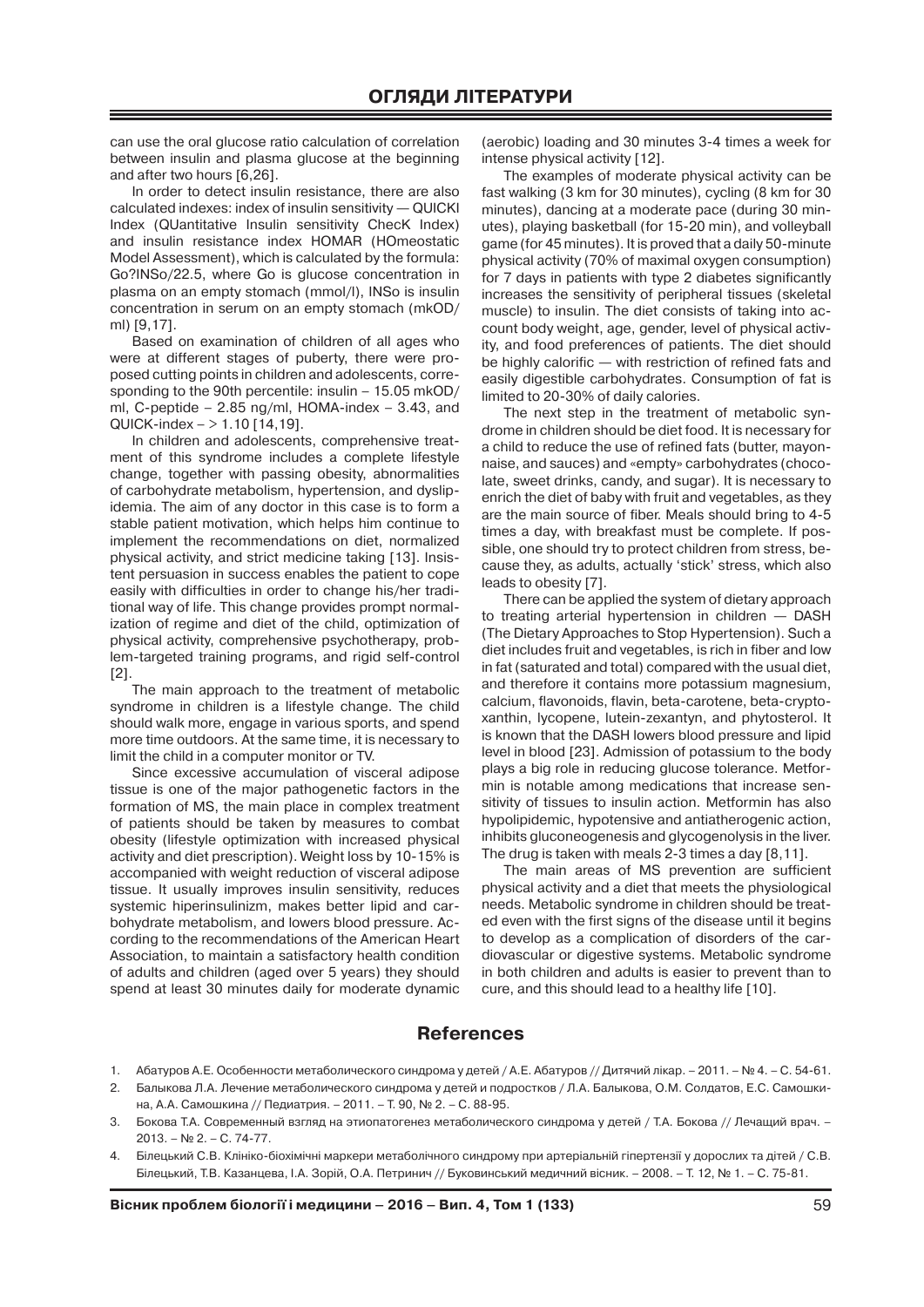can use the oral glucose ratio calculation of correlation between insulin and plasma glucose at the beginning and after two hours [6,26].

In order to detect insulin resistance, there are also calculated indexes: index of insulin sensitivity — QUICKI Index (QUantitative Insulin sensitivity ChecK Index) and insulin resistance index HOMAR (HOmeostatic Model Assessment), which is calculated by the formula: Go?INSo/22.5, where Go is glucose concentration in plasma on an empty stomach (mmol/l), INSo is insulin concentration in serum on an empty stomach (mkOD/ml) [9,17].

Based on examination of children of all ages who were at different stages of puberty, there were proposed cutting points in children and adolescents, corresponding to the 90th percentile: insulin – 15.05 mkOD/ml, C-peptide – 2.85 ng/ml, HOMA-index – 3.43, and QUICK-index – > 1.10 [14,19].

In children and adolescents, comprehensive treatment of this syndrome includes a complete lifestyle change, together with passing obesity, abnormalities of carbohydrate metabolism, hypertension, and dyslipidemia. The aim of any doctor in this case is to form a stable patient motivation, which helps him continue to implement the recommendations on diet, normalized physical activity, and strict medicine taking [13]. Insistent persuasion in success enables the patient to cope easily with difficulties in order to change his/her traditional way of life. This change provides prompt normalization of regime and diet of the child, optimization of physical activity, comprehensive psychotherapy, problem-targeted training programs, and rigid self-control [2].

The main approach to the treatment of metabolic syndrome in children is a lifestyle change. The child should walk more, engage in various sports, and spend more time outdoors. At the same time, it is necessary to limit the child in a computer monitor or TV.

Since excessive accumulation of visceral adipose tissue is one of the major pathogenetic factors in the formation of MS, the main place in complex treatment of patients should be taken by measures to combat obesity (lifestyle optimization with increased physical activity and diet prescription). Weight loss by 10-15% is accompanied with weight reduction of visceral adipose tissue. It usually improves insulin sensitivity, reduces systemic hiperinsulinizm, makes better lipid and carbohydrate metabolism, and lowers blood pressure. According to the recommendations of the American Heart Association, to maintain a satisfactory health condition of adults and children (aged over 5 years) they should spend at least 30 minutes daily for moderate dynamic (aerobic) loading and 30 minutes 3-4 times a week for intense physical activity [12].

The examples of moderate physical activity can be fast walking (3 km for 30 minutes), cycling (8 km for 30 minutes), dancing at a moderate pace (during 30 minutes), playing basketball (for 15-20 min), and volleyball game (for 45 minutes). It is proved that a daily 50-minute physical activity (70% of maximal oxygen consumption) for 7 days in patients with type 2 diabetes significantly increases the sensitivity of peripheral tissues (skeletal muscle) to insulin. The diet consists of taking into account body weight, age, gender, level of physical activity, and food preferences of patients. The diet should be highly calorific — with restriction of refined fats and easily digestible carbohydrates. Consumption of fat is limited to 20-30% of daily calories.

The next step in the treatment of metabolic syndrome in children should be diet food. It is necessary for a child to reduce the use of refined fats (butter, mayonnaise, and sauces) and «empty» carbohydrates (chocolate, sweet drinks, candy, and sugar). It is necessary to enrich the diet of baby with fruit and vegetables, as they are the main source of fiber. Meals should bring to 4-5 times a day, with breakfast must be complete. If possible, one should try to protect children from stress, because they, as adults, actually 'stick' stress, which also leads to obesity [7].

There can be applied the system of dietary approach to treating arterial hypertension in children — DASH (The Dietary Approaches to Stop Hypertension). Such a diet includes fruit and vegetables, is rich in fiber and low in fat (saturated and total) compared with the usual diet, and therefore it contains more potassium magnesium, calcium, flavonoids, flavin, beta-carotene, beta-cryptoxanthin, lycopene, lutein-zexantyn, and phytosterol. It is known that the DASH lowers blood pressure and lipid level in blood [23]. Admission of potassium to the body plays a big role in reducing glucose tolerance. Metformin is notable among medications that increase sensitivity of tissues to insulin action. Metformin has also hypolipidemic, hypotensive and antiatherogenic action, inhibits gluconeogenesis and glycogenolysis in the liver. The drug is taken with meals 2-3 times a day [8,11].

The main areas of MS prevention are sufficient physical activity and a diet that meets the physiological needs. Metabolic syndrome in children should be treated even with the first signs of the disease until it begins to develop as a complication of disorders of the cardiovascular or digestive systems. Metabolic syndrome in both children and adults is easier to prevent than to cure, and this should lead to a healthy life [10].

## References

1. Абатуров А.Е. Особенности метаболического синдрома у детей / А.Е. Абатуров // Дитячий лікар. – 2011. – № 4. – С. 54-61.
2. Балыкова Л.А. Лечение метаболического синдрома у детей и подростков / Л.А. Балыкова, О.М. Солдатов, Е.С. Самошкина, А.А. Самошкина // Педиатрия. – 2011. – Т. 90, № 2. – С. 88-95.
3. Бокова Т.А. Современный взгляд на этиопатогенез метаболического синдрома у детей / Т.А. Бокова // Лечащий врач. – 2013. – № 2. – С. 74-77.
4. Білецький С.В. Клініко-біохімічні маркери метаболічного синдрому при артеріальній гіпертензії у дорослих та дітей / С.В. Білецький, Т.В. Казанцева, І.А. Зорій, О.А. Петринич // Буковинський медичний вісник. – 2008. – Т. 12, № 1. – С. 75-81.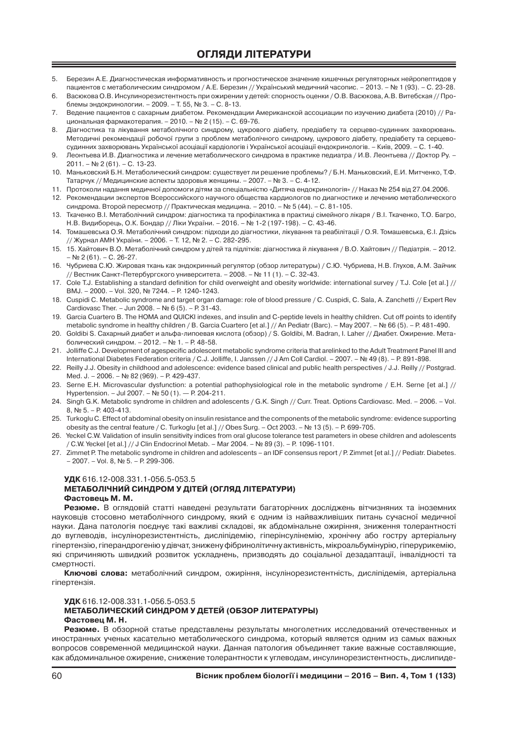5. Березин А.Е. Диагностическая информативность и прогностическое значение кишечных регуляторных нейропептидов у пациентов с метаболическим синдромом / А.Е. Березин // Український медичний часопис. – 2013. – № 1 (93). – С. 23-28.
6. Васюкова О.В. Инсулинорезистентность при ожирении у детей: спорность оценки / О.В. Васюкова, А.В. Витебская // Проблемы эндокринологии. – 2009. – Т. 55, № 3. – С. 8-13.
7. Ведение пациентов с сахарным диабетом. Рекомендации Американской ассоциации по изучению диабета (2010) // Рациональная фармакотерапия. – 2010. – № 2 (15). – С. 69-76.
8. Діагностика та лікування метаболічного синдрому, цукрового діабету, предіабету та серцево-судинних захворювань. Методичні рекомендації робочої групи з проблем метаболічного синдрому, цукрового діабету, предіабету та серцево-судинних захворювань Української асоціації кардіологів і Української асоціації ендокринологів. – Київ, 2009. – С. 1-40.
9. Леонтьева И.В. Диагностика и лечение метаболического синдрома в практике педиатра / И.В. Леонтьева // Доктор Ру. – 2011. – № 2 (61). – С. 13-23.
10. Маньковский Б.Н. Метаболический синдром: существует ли решение проблемы? / Б.Н. Маньковский, Е.И. Митченко, Т.Ф. Татарчук // Медицинские аспекты здоровья женщины. – 2007. – № 3. – С. 4-12.
11. Протоколи надання медичної допомоги дітям за спеціальністю «Дитяча ендокринологія» // Наказ № 254 від 27.04.2006.
12. Рекомендации экспертов Всероссийского научного общества кардиологов по диагностике и лечению метаболического синдрома. Второй пересмотр // Практическая медицина. – 2010. – № 5 (44). – С. 81-105.
13. Ткаченко В.І. Метаболічний синдром: діагностика та профілактика в практиці сімейного лікаря / В.І. Ткаченко, Т.О. Багро, Н.В. Видиборець, О.К. Бондар // Ліки України. – 2016. – № 1-2 (197-198). – С. 43-46.
14. Томашевська О.Я. Метаболічний синдром: підходи до діагностики, лікування та реабілітації / О.Я. Томашевська, Є.І. Дзісь // Журнал АМН України. – 2006. – Т. 12, № 2. – С. 282-295.
15. 15. Хайтович В.О. Метаболічний синдром у дітей та підлітків: діагностика й лікування / В.О. Хайтович // Педіатрія. – 2012. – № 2 (61). – С. 26-27.
16. Чубриева С.Ю. Жировая ткань как эндокринный регулятор (обзор литературы) / С.Ю. Чубриева, Н.В. Глухов, А.М. Зайчик // Вестник Санкт-Петербургского университета. – 2008. – № 11 (1). – С. 32-43.
17. Cole T.J. Establishing a standard definition for child overweight and obesity worldwide: international survey / T.J. Cole [et al.] // BMJ. – 2000. – Vol. 320, № 7244. – P. 1240-1243.
18. Cuspidi C. Metabolic syndrome and target organ damage: role of blood pressure / C. Cuspidi, C. Sala, A. Zanchetti // Expert Rev Cardiovasc Ther. – Jun 2008. – № 6 (5). – P. 31-43.
19. Garcia Cuartero B. The HOMA and QUICKI indexes, and insulin and C-peptide levels in healthy children. Cut off points to identify metabolic syndrome in healthy children / B. Garcia Cuartero [et al.] // An Pediatr (Barc). – May 2007. – № 66 (5). – P. 481-490.
20. Goldibi S. Сахарный диабет и альфа-липоевая кислота (обзор) / S. Goldibi, M. Badran, I. Laher // Диабет. Ожирение. Метаболический синдром. – 2012. – № 1. – P. 48-58.
21. Jolliffe C.J. Development of agespecific adolescent metabolic syndrome criteria that arelinked to the Adult Treatment Panel III and International Diabetes Federation criteria / C.J. Jolliffe, I. Janssen // J Am Coll Cardiol. – 2007. – № 49 (8). – P. 891-898.
22. Reilly J.J. Obesity in childhood and adolescence: evidence based clinical and public health perspectives / J.J. Reilly // Postgrad. Med. J. – 2006. – № 82 (969). – P. 429-437.
23. Serne E.H. Microvascular dysfunction: a potential pathophysiological role in the metabolic syndrome / E.H. Serne [et al.] // Hypertension. – Jul 2007. – № 50 (1). — P. 204-211.
24. Singh G.K. Metabolic syndrome in children and adolescents / G.K. Singh // Curr. Treat. Options Cardiovasc. Med. – 2006. – Vol. 8, № 5. – P. 403-413.
25. Turkoglu C. Effect of abdominal obesity on insulin resistance and the components of the metabolic syndrome: evidence supporting obesity as the central feature / C. Turkoglu [et al.] // Obes Surg. – Oct 2003. – № 13 (5). – P. 699-705.
26. Yeckel C.W. Validation of insulin sensitivity indices from oral glucose tolerance test parameters in obese children and adolescents / C.W. Yeckel [et al.] // J Clin Endocrinol Metab. – Mar 2004. – № 89 (3). – P. 1096-1101.
27. Zimmet P. The metabolic syndrome in children and adolescents – an IDF consensus report / P. Zimmet [et al.] // Pediatr. Diabetes. – 2007. – Vol. 8, № 5. – P. 299-306.

**УДК** 616.12-008.331.1-056.5-053.5

**МЕТАБОЛІЧНИЙ СИНДРОМ У ДІТЕЙ (ОГЛЯД ЛІТЕРАТУРИ)**

**Фастовець М. М.**

**Резюме.** В оглядовій статті наведені результати багаторічних досліджень вітчизняних та іноземних науковців стосовно метаболічного синдрому, який є одним із найважливіших питань сучасної медичної науки. Дана патологія поєднує такі важливі складові, як абдомінальне ожиріння, зниження толерантності до вуглеводів, інсулінорезистентність, дисліпідемію, гіперінсулінемію, хронічну або гостру артеріальну гіпертензію, гіперандрогенію у дівчат, знижену фібринолітичну активність, мікроальбумінурію, гіперурикемію, які спричиняють швидкий розвиток ускладнень, призводять до соціальної дезадаптації, інвалідності та смертності.

**Ключові слова:** метаболічний синдром, ожиріння, інсулінорезистентність, дисліпідемія, артеріальна гіпертензія.

**УДК** 616.12-008.331.1-056.5-053.5

**МЕТАБОЛИЧЕСКИЙ СИНДРОМ У ДЕТЕЙ (ОБЗОР ЛИТЕРАТУРЫ)**

**Фастовец М. Н.**

**Резюме.** В обзорной статье представлены результаты многолетних исследований отечественных и иностранных ученых касательно метаболического синдрома, который является одним из самых важных вопросов современной медицинской науки. Данная патология объединяет такие важные составляющие, как абдоминальное ожирение, снижение толерантности к углеводам, инсулинорезистентность, дислипиде-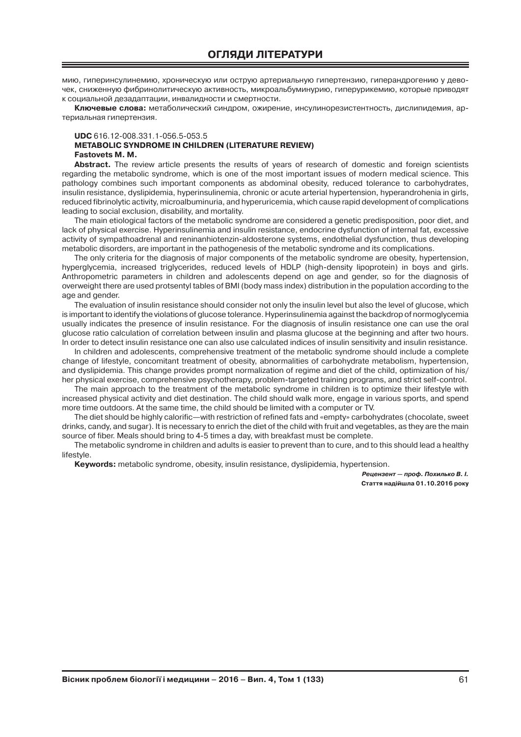мию, гиперинсулинемию, хроническую или острую артериальную гипертензию, гиперандрогению у девочек, сниженную фибринолитическую активность, микроальбуминурию, гиперурикемию, которые приводят к социальной дезадаптации, инвалидности и смертности.

**Ключевые слова:** метаболический синдром, ожирение, инсулинорезистентность, дислипидемия, артериальная гипертензия.

**UDC** 616.12-008.331.1-056.5-053.5

**METABOLIC SYNDROME IN CHILDREN (LITERATURE REVIEW)**

**Fastovets M. M.**

**Abstract.** The review article presents the results of years of research of domestic and foreign scientists regarding the metabolic syndrome, which is one of the most important issues of modern medical science. This pathology combines such important components as abdominal obesity, reduced tolerance to carbohydrates, insulin resistance, dyslipidemia, hyperinsulinemia, chronic or acute arterial hypertension, hyperandrohenia in girls, reduced fibrinolytic activity, microalbuminuria, and hyperuricemia, which cause rapid development of complications leading to social exclusion, disability, and mortality.

The main etiological factors of the metabolic syndrome are considered a genetic predisposition, poor diet, and lack of physical exercise. Hyperinsulinemia and insulin resistance, endocrine dysfunction of internal fat, excessive activity of sympathoadrenal and reninanhiotenzin-aldosterone systems, endothelial dysfunction, thus developing metabolic disorders, are important in the pathogenesis of the metabolic syndrome and its complications.

The only criteria for the diagnosis of major components of the metabolic syndrome are obesity, hypertension, hyperglycemia, increased triglycerides, reduced levels of HDLP (high-density lipoprotein) in boys and girls. Anthropometric parameters in children and adolescents depend on age and gender, so for the diagnosis of overweight there are used protsentyl tables of BMI (body mass index) distribution in the population according to the age and gender.

The evaluation of insulin resistance should consider not only the insulin level but also the level of glucose, which is important to identify the violations of glucose tolerance. Hyperinsulinemia against the backdrop of normoglycemia usually indicates the presence of insulin resistance. For the diagnosis of insulin resistance one can use the oral glucose ratio calculation of correlation between insulin and plasma glucose at the beginning and after two hours. In order to detect insulin resistance one can also use calculated indices of insulin sensitivity and insulin resistance.

In children and adolescents, comprehensive treatment of the metabolic syndrome should include a complete change of lifestyle, concomitant treatment of obesity, abnormalities of carbohydrate metabolism, hypertension, and dyslipidemia. This change provides prompt normalization of regime and diet of the child, optimization of his/her physical exercise, comprehensive psychotherapy, problem-targeted training programs, and strict self-control.

The main approach to the treatment of the metabolic syndrome in children is to optimize their lifestyle with increased physical activity and diet destination. The child should walk more, engage in various sports, and spend more time outdoors. At the same time, the child should be limited with a computer or TV.

The diet should be highly calorific—with restriction of refined fats and «empty» carbohydrates (chocolate, sweet drinks, candy, and sugar). It is necessary to enrich the diet of the child with fruit and vegetables, as they are the main source of fiber. Meals should bring to 4-5 times a day, with breakfast must be complete.

The metabolic syndrome in children and adults is easier to prevent than to cure, and to this should lead a healthy lifestyle.

**Keywords:** metabolic syndrome, obesity, insulin resistance, dyslipidemia, hypertension.

***Рецензент — проф. Похилько В. І.***

**Стаття надійшла 01.10.2016 року**